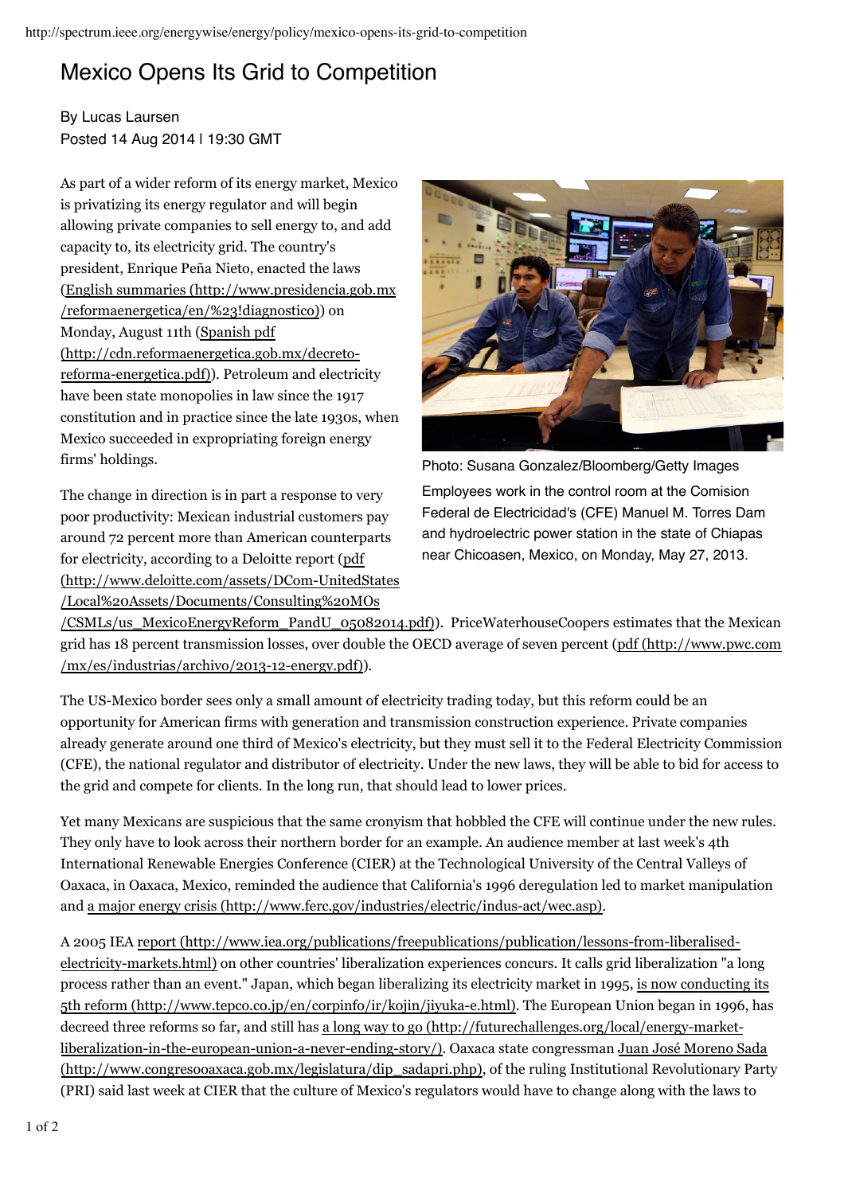# Mexico Opens Its Grid to Competition

By Lucas Laursen
Posted 14 Aug 2014 | 19:30 GMT

As part of a wider reform of its energy market, Mexico is privatizing its energy regulator and will begin allowing private companies to sell energy to, and add capacity to, its electricity grid. The country's president, Enrique Peña Nieto, enacted the laws (English summaries (http://www.presidencia.gob.mx/reformaenergetica/en/%23!diagnostico)) on Monday, August 11th (Spanish pdf (http://cdn.reformaenergetica.gob.mx/decreto-reforma-energetica.pdf)). Petroleum and electricity have been state monopolies in law since the 1917 constitution and in practice since the late 1930s, when Mexico succeeded in expropriating foreign energy firms' holdings.

Photo: Susana Gonzalez/Bloomberg/Getty Images

Employees work in the control room at the Comision Federal de Electricidad's (CFE) Manuel M. Torres Dam and hydroelectric power station in the state of Chiapas near Chicoasen, Mexico, on Monday, May 27, 2013.

The change in direction is in part a response to very poor productivity: Mexican industrial customers pay around 72 percent more than American counterparts for electricity, according to a Deloitte report (pdf (http://www.deloitte.com/assets/DCom-UnitedStates/Local%20Assets/Documents/Consulting%20MOs/CSMLs/us_MexicoEnergyReform_PandU_05082014.pdf)). PriceWaterhouseCoopers estimates that the Mexican grid has 18 percent transmission losses, over double the OECD average of seven percent (pdf (http://www.pwc.com/mx/es/industrias/archivo/2013-12-energy.pdf)).

The US-Mexico border sees only a small amount of electricity trading today, but this reform could be an opportunity for American firms with generation and transmission construction experience. Private companies already generate around one third of Mexico's electricity, but they must sell it to the Federal Electricity Commission (CFE), the national regulator and distributor of electricity. Under the new laws, they will be able to bid for access to the grid and compete for clients. In the long run, that should lead to lower prices.

Yet many Mexicans are suspicious that the same cronyism that hobbled the CFE will continue under the new rules. They only have to look across their northern border for an example. An audience member at last week's 4th International Renewable Energies Conference (CIER) at the Technological University of the Central Valleys of Oaxaca, in Oaxaca, Mexico, reminded the audience that California's 1996 deregulation led to market manipulation and a major energy crisis (http://www.ferc.gov/industries/electric/indus-act/wec.asp).

A 2005 IEA report (http://www.iea.org/publications/freepublications/publication/lessons-from-liberalised-electricity-markets.html) on other countries' liberalization experiences concurs. It calls grid liberalization "a long process rather than an event." Japan, which began liberalizing its electricity market in 1995, is now conducting its 5th reform (http://www.tepco.co.jp/en/corpinfo/ir/kojin/jiyuka-e.html). The European Union began in 1996, has decreed three reforms so far, and still has a long way to go (http://futurechallenges.org/local/energy-market-liberalization-in-the-european-union-a-never-ending-story/). Oaxaca state congressman Juan José Moreno Sada (http://www.congresooaxaca.gob.mx/legislatura/dip_sadapri.php), of the ruling Institutional Revolutionary Party (PRI) said last week at CIER that the culture of Mexico's regulators would have to change along with the laws to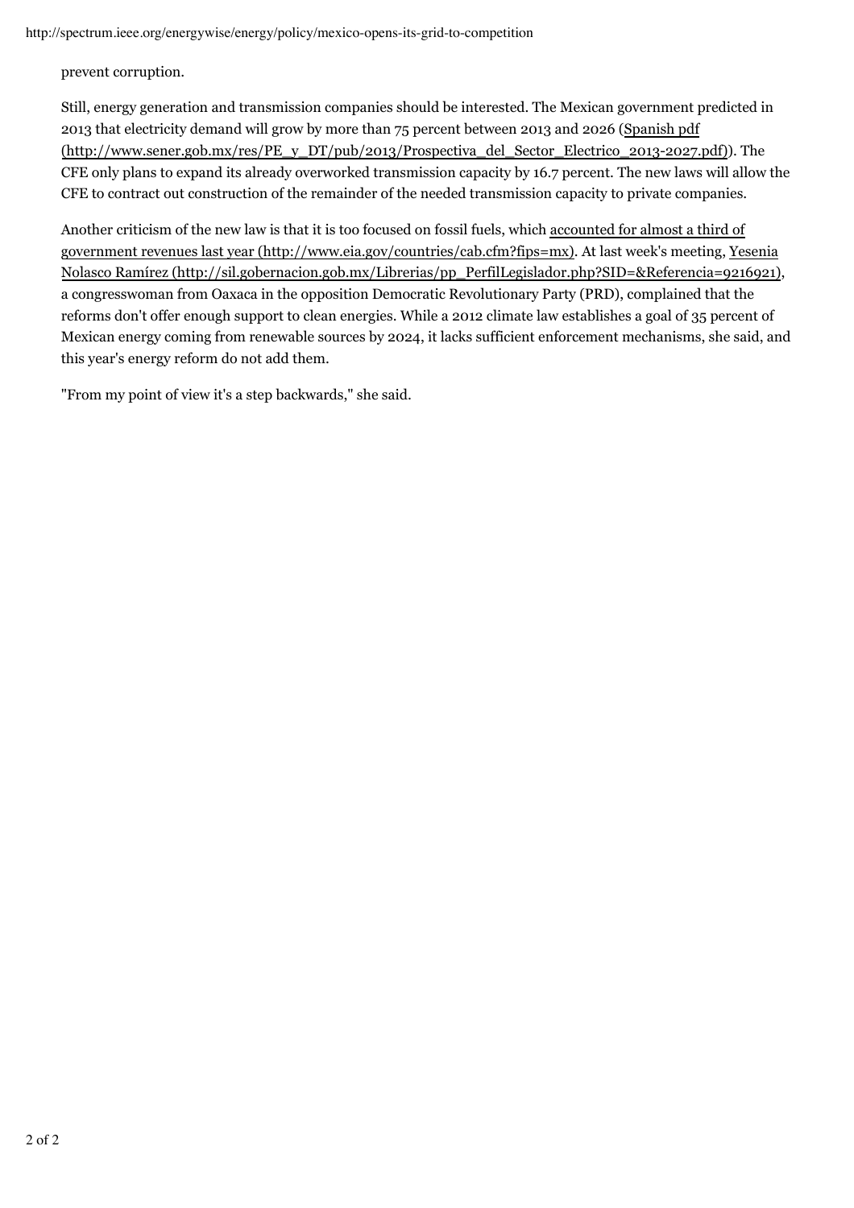prevent corruption.

Still, energy generation and transmission companies should be interested. The Mexican government predicted in 2013 that electricity demand will grow by more than 75 percent between 2013 and 2026 (Spanish pdf (http://www.sener.gob.mx/res/PE_y_DT/pub/2013/Prospectiva_del_Sector_Electrico_2013-2027.pdf)). The CFE only plans to expand its already overworked transmission capacity by 16.7 percent. The new laws will allow the CFE to contract out construction of the remainder of the needed transmission capacity to private companies.

Another criticism of the new law is that it is too focused on fossil fuels, which accounted for almost a third of government revenues last year (http://www.eia.gov/countries/cab.cfm?fips=mx). At last week's meeting, Yesenia Nolasco Ramírez (http://sil.gobernacion.gob.mx/Librerias/pp_PerfilLegislador.php?SID=&Referencia=9216921), a congresswoman from Oaxaca in the opposition Democratic Revolutionary Party (PRD), complained that the reforms don't offer enough support to clean energies. While a 2012 climate law establishes a goal of 35 percent of Mexican energy coming from renewable sources by 2024, it lacks sufficient enforcement mechanisms, she said, and this year's energy reform do not add them.

"From my point of view it's a step backwards," she said.